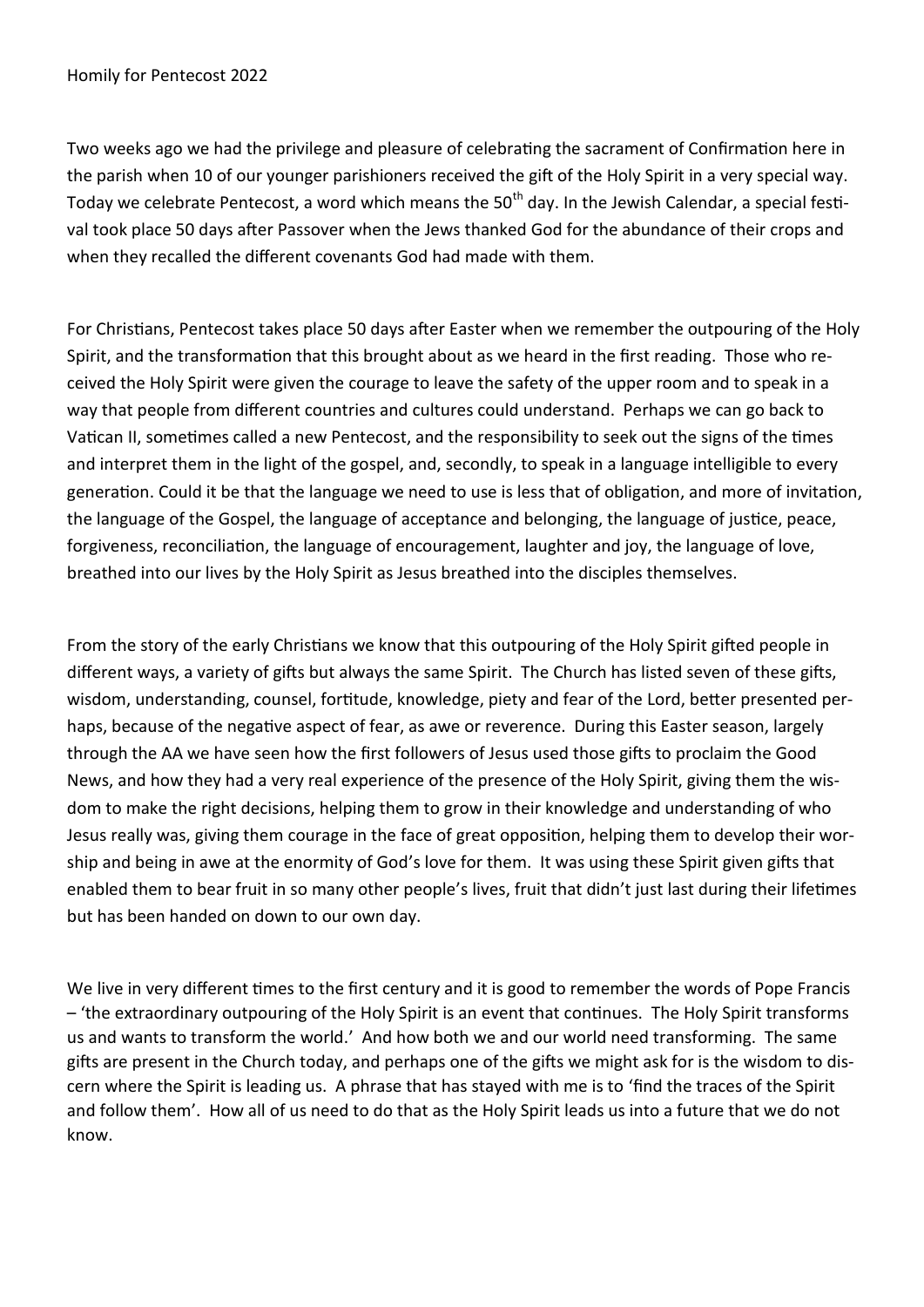Homily for Pentecost 2022

Two weeks ago we had the privilege and pleasure of celebrating the sacrament of Confirmation here in the parish when 10 of our younger parishioners received the gift of the Holy Spirit in a very special way. Today we celebrate Pentecost, a word which means the 50th day. In the Jewish Calendar, a special festival took place 50 days after Passover when the Jews thanked God for the abundance of their crops and when they recalled the different covenants God had made with them.

For Christians, Pentecost takes place 50 days after Easter when we remember the outpouring of the Holy Spirit, and the transformation that this brought about as we heard in the first reading. Those who received the Holy Spirit were given the courage to leave the safety of the upper room and to speak in a way that people from different countries and cultures could understand. Perhaps we can go back to Vatican II, sometimes called a new Pentecost, and the responsibility to seek out the signs of the times and interpret them in the light of the gospel, and, secondly, to speak in a language intelligible to every generation. Could it be that the language we need to use is less that of obligation, and more of invitation, the language of the Gospel, the language of acceptance and belonging, the language of justice, peace, forgiveness, reconciliation, the language of encouragement, laughter and joy, the language of love, breathed into our lives by the Holy Spirit as Jesus breathed into the disciples themselves.

From the story of the early Christians we know that this outpouring of the Holy Spirit gifted people in different ways, a variety of gifts but always the same Spirit. The Church has listed seven of these gifts, wisdom, understanding, counsel, fortitude, knowledge, piety and fear of the Lord, better presented perhaps, because of the negative aspect of fear, as awe or reverence. During this Easter season, largely through the AA we have seen how the first followers of Jesus used those gifts to proclaim the Good News, and how they had a very real experience of the presence of the Holy Spirit, giving them the wisdom to make the right decisions, helping them to grow in their knowledge and understanding of who Jesus really was, giving them courage in the face of great opposition, helping them to develop their worship and being in awe at the enormity of God's love for them. It was using these Spirit given gifts that enabled them to bear fruit in so many other people's lives, fruit that didn't just last during their lifetimes but has been handed on down to our own day.

We live in very different times to the first century and it is good to remember the words of Pope Francis – 'the extraordinary outpouring of the Holy Spirit is an event that continues. The Holy Spirit transforms us and wants to transform the world.' And how both we and our world need transforming. The same gifts are present in the Church today, and perhaps one of the gifts we might ask for is the wisdom to discern where the Spirit is leading us. A phrase that has stayed with me is to 'find the traces of the Spirit and follow them'. How all of us need to do that as the Holy Spirit leads us into a future that we do not know.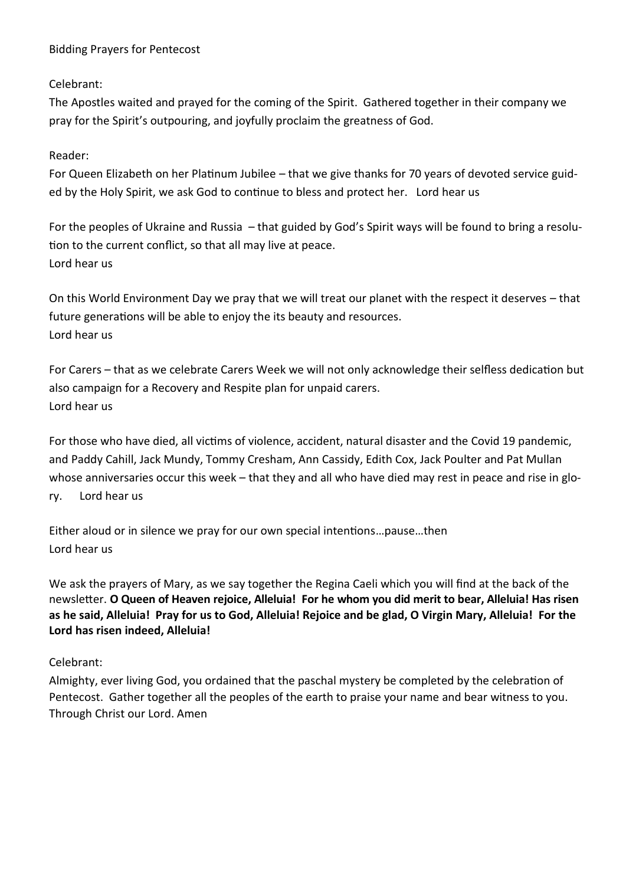Bidding Prayers for Pentecost

Celebrant:

The Apostles waited and prayed for the coming of the Spirit. Gathered together in their company we pray for the Spirit's outpouring, and joyfully proclaim the greatness of God.

Reader:

For Queen Elizabeth on her Platinum Jubilee – that we give thanks for 70 years of devoted service guided by the Holy Spirit, we ask God to continue to bless and protect her. Lord hear us

For the peoples of Ukraine and Russia – that guided by God's Spirit ways will be found to bring a resolution to the current conflict, so that all may live at peace.
Lord hear us

On this World Environment Day we pray that we will treat our planet with the respect it deserves – that future generations will be able to enjoy the its beauty and resources.
Lord hear us

For Carers – that as we celebrate Carers Week we will not only acknowledge their selfless dedication but also campaign for a Recovery and Respite plan for unpaid carers.
Lord hear us

For those who have died, all victims of violence, accident, natural disaster and the Covid 19 pandemic, and Paddy Cahill, Jack Mundy, Tommy Cresham, Ann Cassidy, Edith Cox, Jack Poulter and Pat Mullan whose anniversaries occur this week – that they and all who have died may rest in peace and rise in glory. Lord hear us

Either aloud or in silence we pray for our own special intentions…pause…then
Lord hear us

We ask the prayers of Mary, as we say together the Regina Caeli which you will find at the back of the newsletter. **O Queen of Heaven rejoice, Alleluia! For he whom you did merit to bear, Alleluia! Has risen as he said, Alleluia! Pray for us to God, Alleluia! Rejoice and be glad, O Virgin Mary, Alleluia! For the Lord has risen indeed, Alleluia!**

Celebrant:

Almighty, ever living God, you ordained that the paschal mystery be completed by the celebration of Pentecost. Gather together all the peoples of the earth to praise your name and bear witness to you. Through Christ our Lord. Amen